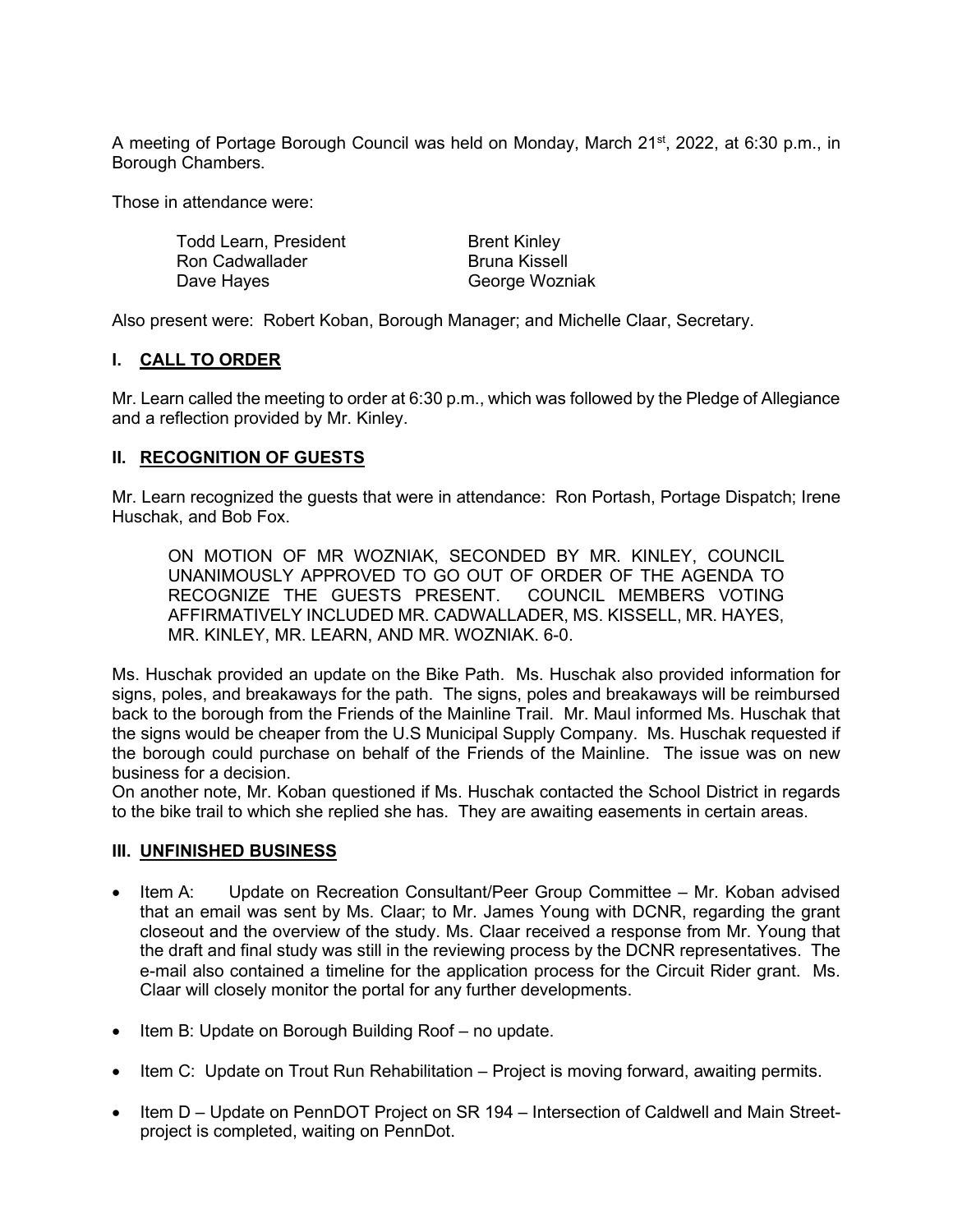A meeting of Portage Borough Council was held on Monday, March 21st, 2022, at 6:30 p.m., in Borough Chambers.

Those in attendance were:

| | |
|---|---|
| Todd Learn, President | Brent Kinley |
| Ron Cadwallader | Bruna Kissell |
| Dave Hayes | George Wozniak |

Also present were: Robert Koban, Borough Manager; and Michelle Claar, Secretary.

## I. CALL TO ORDER

Mr. Learn called the meeting to order at 6:30 p.m., which was followed by the Pledge of Allegiance and a reflection provided by Mr. Kinley.

## II. RECOGNITION OF GUESTS

Mr. Learn recognized the guests that were in attendance: Ron Portash, Portage Dispatch; Irene Huschak, and Bob Fox.

> ON MOTION OF MR WOZNIAK, SECONDED BY MR. KINLEY, COUNCIL UNANIMOUSLY APPROVED TO GO OUT OF ORDER OF THE AGENDA TO RECOGNIZE THE GUESTS PRESENT. COUNCIL MEMBERS VOTING AFFIRMATIVELY INCLUDED MR. CADWALLADER, MS. KISSELL, MR. HAYES, MR. KINLEY, MR. LEARN, AND MR. WOZNIAK. 6-0.

Ms. Huschak provided an update on the Bike Path. Ms. Huschak also provided information for signs, poles, and breakaways for the path. The signs, poles and breakaways will be reimbursed back to the borough from the Friends of the Mainline Trail. Mr. Maul informed Ms. Huschak that the signs would be cheaper from the U.S Municipal Supply Company. Ms. Huschak requested if the borough could purchase on behalf of the Friends of the Mainline. The issue was on new business for a decision.
On another note, Mr. Koban questioned if Ms. Huschak contacted the School District in regards to the bike trail to which she replied she has. They are awaiting easements in certain areas.

## III. UNFINISHED BUSINESS

- Item A: Update on Recreation Consultant/Peer Group Committee – Mr. Koban advised that an email was sent by Ms. Claar; to Mr. James Young with DCNR, regarding the grant closeout and the overview of the study. Ms. Claar received a response from Mr. Young that the draft and final study was still in the reviewing process by the DCNR representatives. The e-mail also contained a timeline for the application process for the Circuit Rider grant. Ms. Claar will closely monitor the portal for any further developments.
- Item B: Update on Borough Building Roof – no update.
- Item C: Update on Trout Run Rehabilitation – Project is moving forward, awaiting permits.
- Item D – Update on PennDOT Project on SR 194 – Intersection of Caldwell and Main Street- project is completed, waiting on PennDot.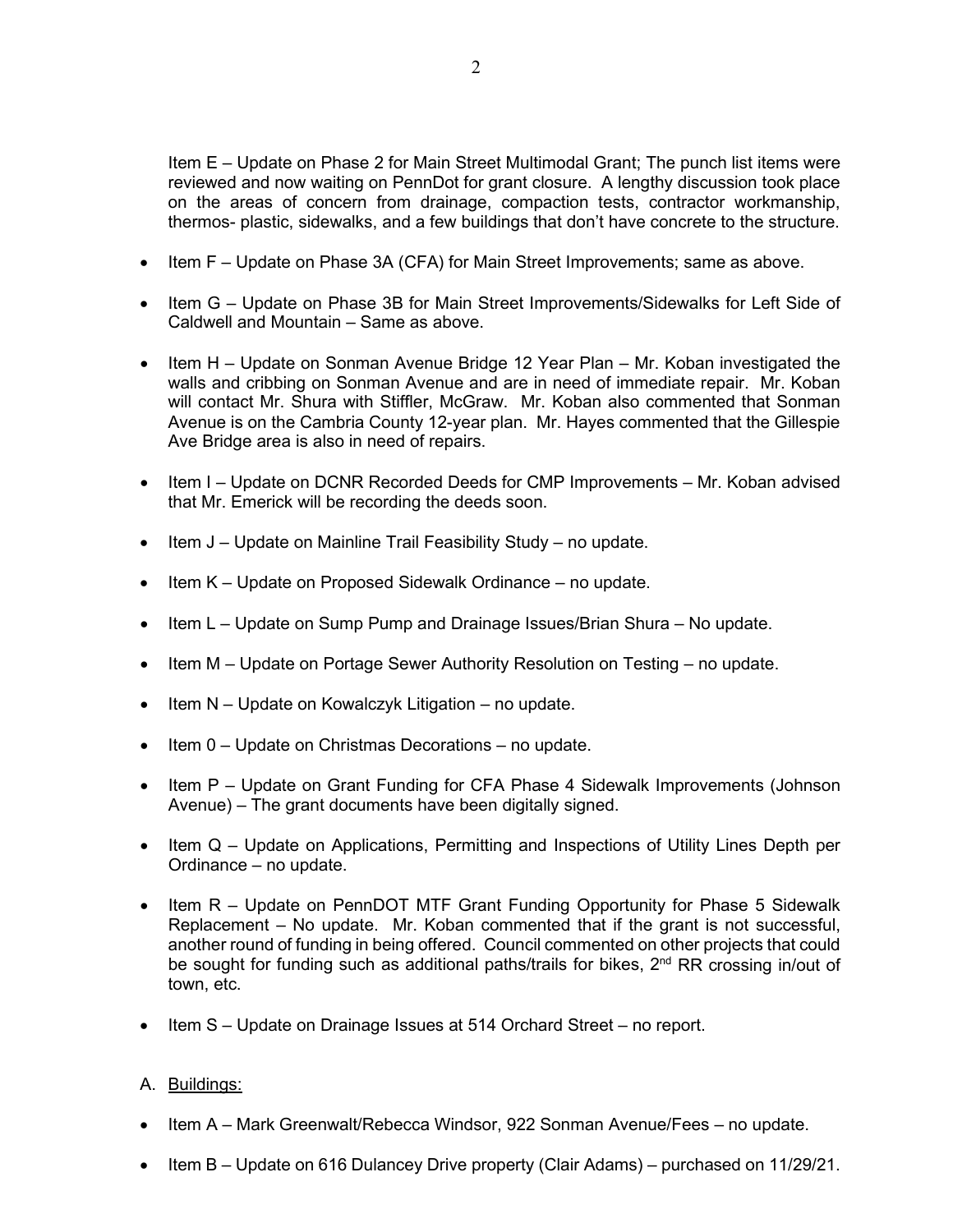Item E – Update on Phase 2 for Main Street Multimodal Grant; The punch list items were reviewed and now waiting on PennDot for grant closure. A lengthy discussion took place on the areas of concern from drainage, compaction tests, contractor workmanship, thermos- plastic, sidewalks, and a few buildings that don't have concrete to the structure.

- Item F – Update on Phase 3A (CFA) for Main Street Improvements; same as above.
- Item G – Update on Phase 3B for Main Street Improvements/Sidewalks for Left Side of Caldwell and Mountain – Same as above.
- Item H – Update on Sonman Avenue Bridge 12 Year Plan – Mr. Koban investigated the walls and cribbing on Sonman Avenue and are in need of immediate repair. Mr. Koban will contact Mr. Shura with Stiffler, McGraw. Mr. Koban also commented that Sonman Avenue is on the Cambria County 12-year plan. Mr. Hayes commented that the Gillespie Ave Bridge area is also in need of repairs.
- Item I – Update on DCNR Recorded Deeds for CMP Improvements – Mr. Koban advised that Mr. Emerick will be recording the deeds soon.
- Item J – Update on Mainline Trail Feasibility Study – no update.
- Item K – Update on Proposed Sidewalk Ordinance – no update.
- Item L – Update on Sump Pump and Drainage Issues/Brian Shura – No update.
- Item M – Update on Portage Sewer Authority Resolution on Testing – no update.
- Item N – Update on Kowalczyk Litigation – no update.
- Item 0 – Update on Christmas Decorations – no update.
- Item P – Update on Grant Funding for CFA Phase 4 Sidewalk Improvements (Johnson Avenue) – The grant documents have been digitally signed.
- Item Q – Update on Applications, Permitting and Inspections of Utility Lines Depth per Ordinance – no update.
- Item R – Update on PennDOT MTF Grant Funding Opportunity for Phase 5 Sidewalk Replacement – No update. Mr. Koban commented that if the grant is not successful, another round of funding in being offered. Council commented on other projects that could be sought for funding such as additional paths/trails for bikes, 2nd RR crossing in/out of town, etc.
- Item S – Update on Drainage Issues at 514 Orchard Street – no report.

A. <u>Buildings:</u>

- Item A – Mark Greenwalt/Rebecca Windsor, 922 Sonman Avenue/Fees – no update.
- Item B – Update on 616 Dulancey Drive property (Clair Adams) – purchased on 11/29/21.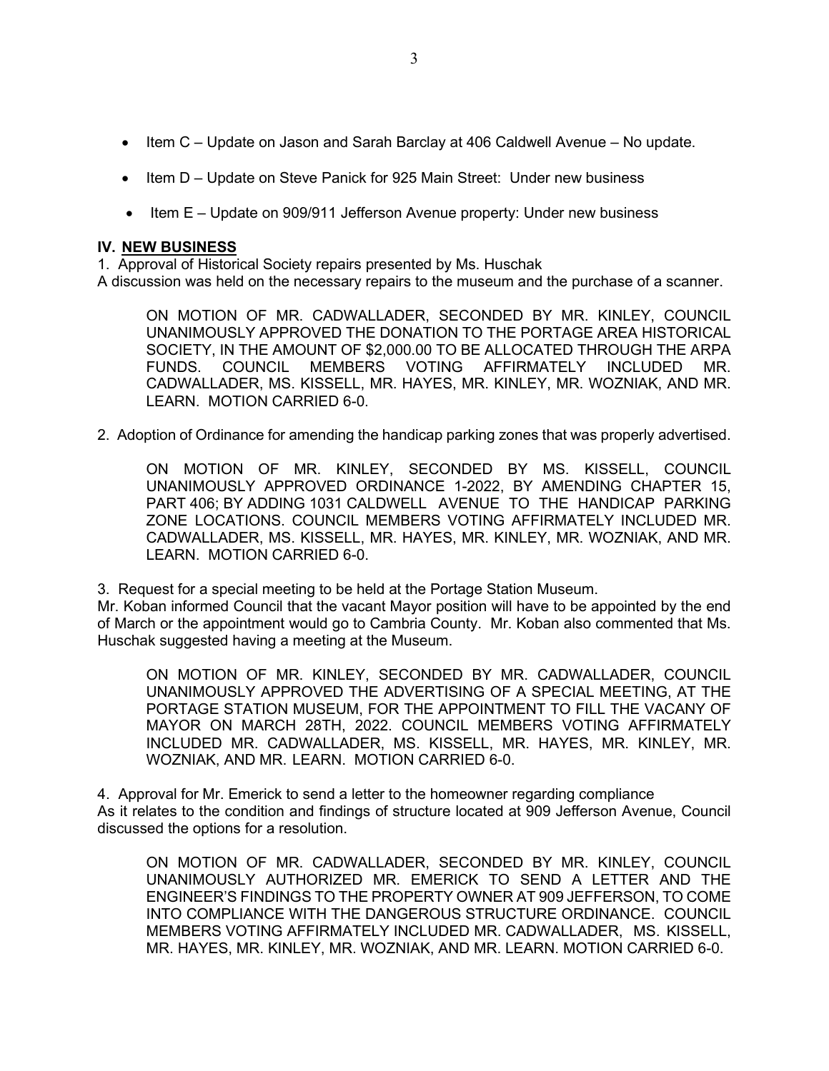- Item C – Update on Jason and Sarah Barclay at 406 Caldwell Avenue – No update.
- Item D – Update on Steve Panick for 925 Main Street: Under new business
- Item E – Update on 909/911 Jefferson Avenue property: Under new business

## IV. NEW BUSINESS

1. Approval of Historical Society repairs presented by Ms. Huschak

A discussion was held on the necessary repairs to the museum and the purchase of a scanner.

> ON MOTION OF MR. CADWALLADER, SECONDED BY MR. KINLEY, COUNCIL UNANIMOUSLY APPROVED THE DONATION TO THE PORTAGE AREA HISTORICAL SOCIETY, IN THE AMOUNT OF $2,000.00 TO BE ALLOCATED THROUGH THE ARPA FUNDS. COUNCIL MEMBERS VOTING AFFIRMATELY INCLUDED MR. CADWALLADER, MS. KISSELL, MR. HAYES, MR. KINLEY, MR. WOZNIAK, AND MR. LEARN. MOTION CARRIED 6-0.

2. Adoption of Ordinance for amending the handicap parking zones that was properly advertised.

> ON MOTION OF MR. KINLEY, SECONDED BY MS. KISSELL, COUNCIL UNANIMOUSLY APPROVED ORDINANCE 1-2022, BY AMENDING CHAPTER 15, PART 406; BY ADDING 1031 CALDWELL AVENUE TO THE HANDICAP PARKING ZONE LOCATIONS. COUNCIL MEMBERS VOTING AFFIRMATELY INCLUDED MR. CADWALLADER, MS. KISSELL, MR. HAYES, MR. KINLEY, MR. WOZNIAK, AND MR. LEARN. MOTION CARRIED 6-0.

3. Request for a special meeting to be held at the Portage Station Museum.

Mr. Koban informed Council that the vacant Mayor position will have to be appointed by the end of March or the appointment would go to Cambria County. Mr. Koban also commented that Ms. Huschak suggested having a meeting at the Museum.

> ON MOTION OF MR. KINLEY, SECONDED BY MR. CADWALLADER, COUNCIL UNANIMOUSLY APPROVED THE ADVERTISING OF A SPECIAL MEETING, AT THE PORTAGE STATION MUSEUM, FOR THE APPOINTMENT TO FILL THE VACANY OF MAYOR ON MARCH 28TH, 2022. COUNCIL MEMBERS VOTING AFFIRMATELY INCLUDED MR. CADWALLADER, MS. KISSELL, MR. HAYES, MR. KINLEY, MR. WOZNIAK, AND MR. LEARN. MOTION CARRIED 6-0.

4. Approval for Mr. Emerick to send a letter to the homeowner regarding compliance

As it relates to the condition and findings of structure located at 909 Jefferson Avenue, Council discussed the options for a resolution.

> ON MOTION OF MR. CADWALLADER, SECONDED BY MR. KINLEY, COUNCIL UNANIMOUSLY AUTHORIZED MR. EMERICK TO SEND A LETTER AND THE ENGINEER'S FINDINGS TO THE PROPERTY OWNER AT 909 JEFFERSON, TO COME INTO COMPLIANCE WITH THE DANGEROUS STRUCTURE ORDINANCE. COUNCIL MEMBERS VOTING AFFIRMATELY INCLUDED MR. CADWALLADER, MS. KISSELL, MR. HAYES, MR. KINLEY, MR. WOZNIAK, AND MR. LEARN. MOTION CARRIED 6-0.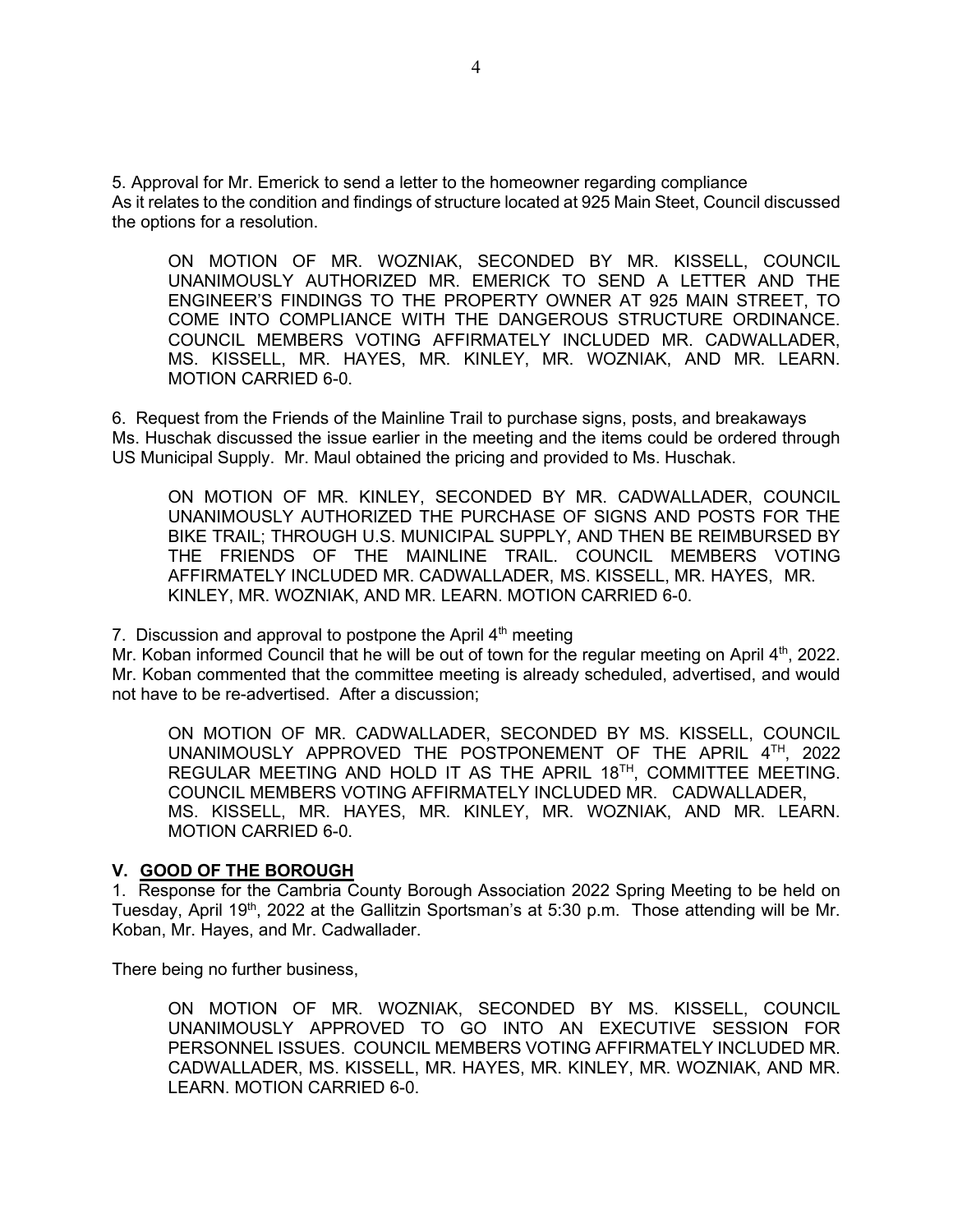5. Approval for Mr. Emerick to send a letter to the homeowner regarding compliance
As it relates to the condition and findings of structure located at 925 Main Steet, Council discussed the options for a resolution.

> ON MOTION OF MR. WOZNIAK, SECONDED BY MR. KISSELL, COUNCIL UNANIMOUSLY AUTHORIZED MR. EMERICK TO SEND A LETTER AND THE ENGINEER'S FINDINGS TO THE PROPERTY OWNER AT 925 MAIN STREET, TO COME INTO COMPLIANCE WITH THE DANGEROUS STRUCTURE ORDINANCE. COUNCIL MEMBERS VOTING AFFIRMATELY INCLUDED MR. CADWALLADER, MS. KISSELL, MR. HAYES, MR. KINLEY, MR. WOZNIAK, AND MR. LEARN. MOTION CARRIED 6-0.

6. Request from the Friends of the Mainline Trail to purchase signs, posts, and breakaways
Ms. Huschak discussed the issue earlier in the meeting and the items could be ordered through US Municipal Supply. Mr. Maul obtained the pricing and provided to Ms. Huschak.

> ON MOTION OF MR. KINLEY, SECONDED BY MR. CADWALLADER, COUNCIL UNANIMOUSLY AUTHORIZED THE PURCHASE OF SIGNS AND POSTS FOR THE BIKE TRAIL; THROUGH U.S. MUNICIPAL SUPPLY, AND THEN BE REIMBURSED BY THE FRIENDS OF THE MAINLINE TRAIL. COUNCIL MEMBERS VOTING AFFIRMATELY INCLUDED MR. CADWALLADER, MS. KISSELL, MR. HAYES, MR. KINLEY, MR. WOZNIAK, AND MR. LEARN. MOTION CARRIED 6-0.

7. Discussion and approval to postpone the April 4th meeting
Mr. Koban informed Council that he will be out of town for the regular meeting on April 4th, 2022. Mr. Koban commented that the committee meeting is already scheduled, advertised, and would not have to be re-advertised. After a discussion;

> ON MOTION OF MR. CADWALLADER, SECONDED BY MS. KISSELL, COUNCIL UNANIMOUSLY APPROVED THE POSTPONEMENT OF THE APRIL 4TH, 2022 REGULAR MEETING AND HOLD IT AS THE APRIL 18TH, COMMITTEE MEETING. COUNCIL MEMBERS VOTING AFFIRMATELY INCLUDED MR. CADWALLADER, MS. KISSELL, MR. HAYES, MR. KINLEY, MR. WOZNIAK, AND MR. LEARN. MOTION CARRIED 6-0.

## V. GOOD OF THE BOROUGH

1. Response for the Cambria County Borough Association 2022 Spring Meeting to be held on Tuesday, April 19th, 2022 at the Gallitzin Sportsman's at 5:30 p.m. Those attending will be Mr. Koban, Mr. Hayes, and Mr. Cadwallader.

There being no further business,

> ON MOTION OF MR. WOZNIAK, SECONDED BY MS. KISSELL, COUNCIL UNANIMOUSLY APPROVED TO GO INTO AN EXECUTIVE SESSION FOR PERSONNEL ISSUES. COUNCIL MEMBERS VOTING AFFIRMATELY INCLUDED MR. CADWALLADER, MS. KISSELL, MR. HAYES, MR. KINLEY, MR. WOZNIAK, AND MR. LEARN. MOTION CARRIED 6-0.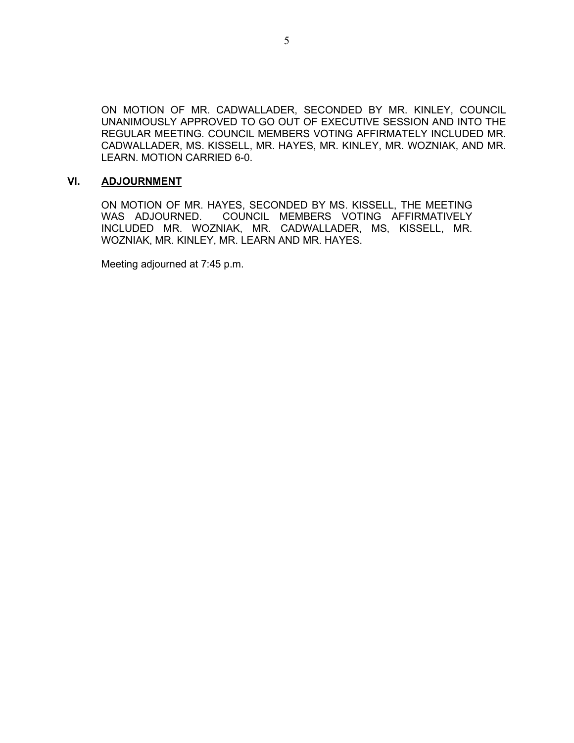ON MOTION OF MR. CADWALLADER, SECONDED BY MR. KINLEY, COUNCIL UNANIMOUSLY APPROVED TO GO OUT OF EXECUTIVE SESSION AND INTO THE REGULAR MEETING. COUNCIL MEMBERS VOTING AFFIRMATELY INCLUDED MR. CADWALLADER, MS. KISSELL, MR. HAYES, MR. KINLEY, MR. WOZNIAK, AND MR. LEARN. MOTION CARRIED 6-0.

## VI. ADJOURNMENT

ON MOTION OF MR. HAYES, SECONDED BY MS. KISSELL, THE MEETING WAS ADJOURNED. COUNCIL MEMBERS VOTING AFFIRMATIVELY INCLUDED MR. WOZNIAK, MR. CADWALLADER, MS, KISSELL, MR. WOZNIAK, MR. KINLEY, MR. LEARN AND MR. HAYES.

Meeting adjourned at 7:45 p.m.